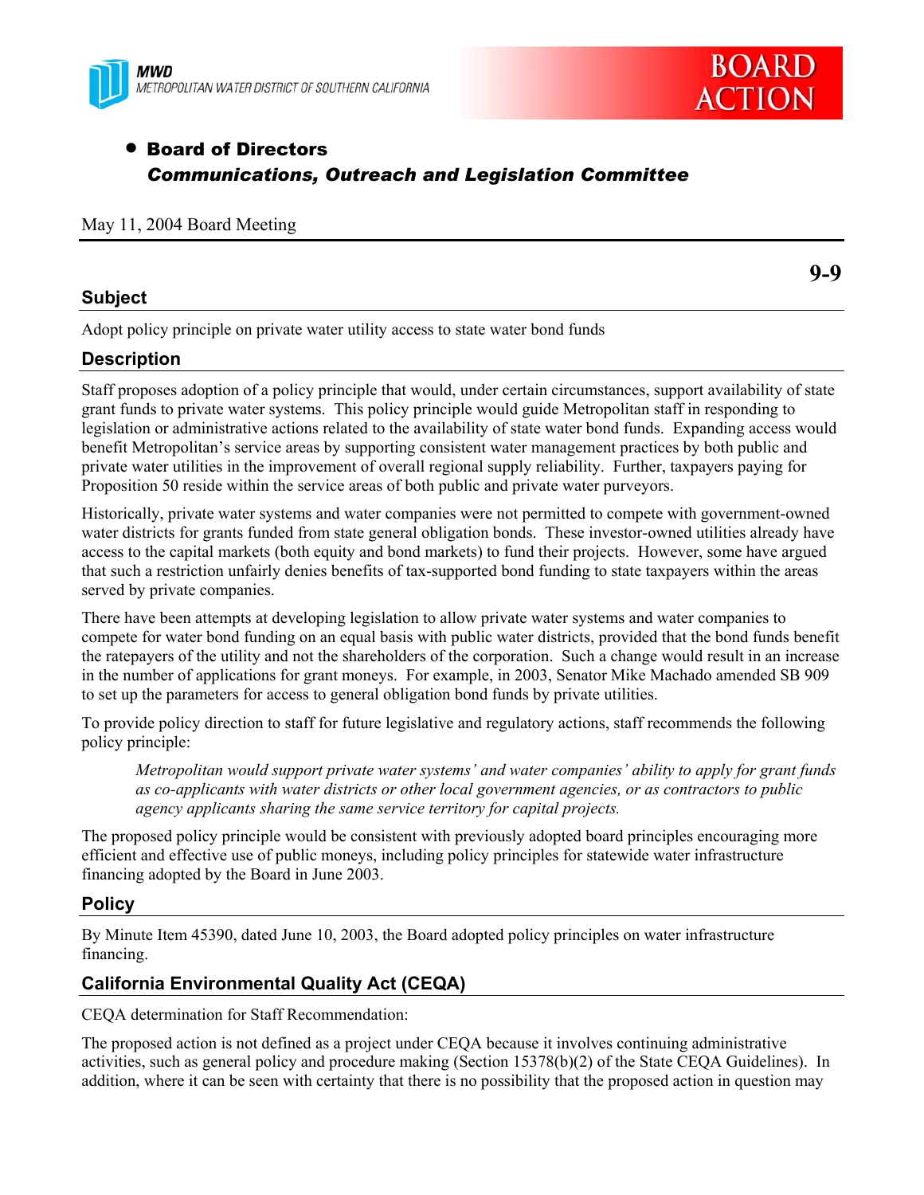MWD
METROPOLITAN WATER DISTRICT OF SOUTHERN CALIFORNIA

BOARD ACTION

- **Board of Directors**
  ***Communications, Outreach and Legislation Committee***

May 11, 2004 Board Meeting

**9-9**

## Subject

Adopt policy principle on private water utility access to state water bond funds

## Description

Staff proposes adoption of a policy principle that would, under certain circumstances, support availability of state grant funds to private water systems. This policy principle would guide Metropolitan staff in responding to legislation or administrative actions related to the availability of state water bond funds. Expanding access would benefit Metropolitan's service areas by supporting consistent water management practices by both public and private water utilities in the improvement of overall regional supply reliability. Further, taxpayers paying for Proposition 50 reside within the service areas of both public and private water purveyors.

Historically, private water systems and water companies were not permitted to compete with government-owned water districts for grants funded from state general obligation bonds. These investor-owned utilities already have access to the capital markets (both equity and bond markets) to fund their projects. However, some have argued that such a restriction unfairly denies benefits of tax-supported bond funding to state taxpayers within the areas served by private companies.

There have been attempts at developing legislation to allow private water systems and water companies to compete for water bond funding on an equal basis with public water districts, provided that the bond funds benefit the ratepayers of the utility and not the shareholders of the corporation. Such a change would result in an increase in the number of applications for grant moneys. For example, in 2003, Senator Mike Machado amended SB 909 to set up the parameters for access to general obligation bond funds by private utilities.

To provide policy direction to staff for future legislative and regulatory actions, staff recommends the following policy principle:

> *Metropolitan would support private water systems' and water companies' ability to apply for grant funds as co-applicants with water districts or other local government agencies, or as contractors to public agency applicants sharing the same service territory for capital projects.*

The proposed policy principle would be consistent with previously adopted board principles encouraging more efficient and effective use of public moneys, including policy principles for statewide water infrastructure financing adopted by the Board in June 2003.

## Policy

By Minute Item 45390, dated June 10, 2003, the Board adopted policy principles on water infrastructure financing.

## California Environmental Quality Act (CEQA)

CEQA determination for Staff Recommendation:

The proposed action is not defined as a project under CEQA because it involves continuing administrative activities, such as general policy and procedure making (Section 15378(b)(2) of the State CEQA Guidelines). In addition, where it can be seen with certainty that there is no possibility that the proposed action in question may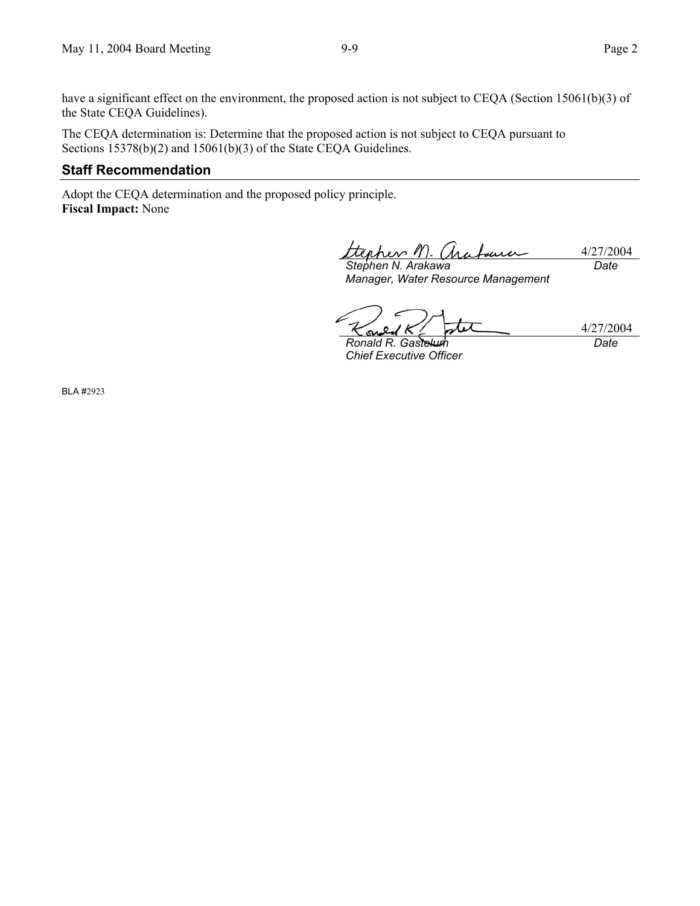have a significant effect on the environment, the proposed action is not subject to CEQA (Section 15061(b)(3) of the State CEQA Guidelines).

The CEQA determination is: Determine that the proposed action is not subject to CEQA pursuant to Sections 15378(b)(2) and 15061(b)(3) of the State CEQA Guidelines.

## Staff Recommendation

Adopt the CEQA determination and the proposed policy principle.
**Fiscal Impact:** None

| | |
|---|---|
| *Stephen N. Arakawa* | 4/27/2004 |
| *Manager, Water Resource Management* | *Date* |

| | |
|---|---|
| *Ronald R. Gastelum* | 4/27/2004 |
| *Chief Executive Officer* | *Date* |

BLA #2923